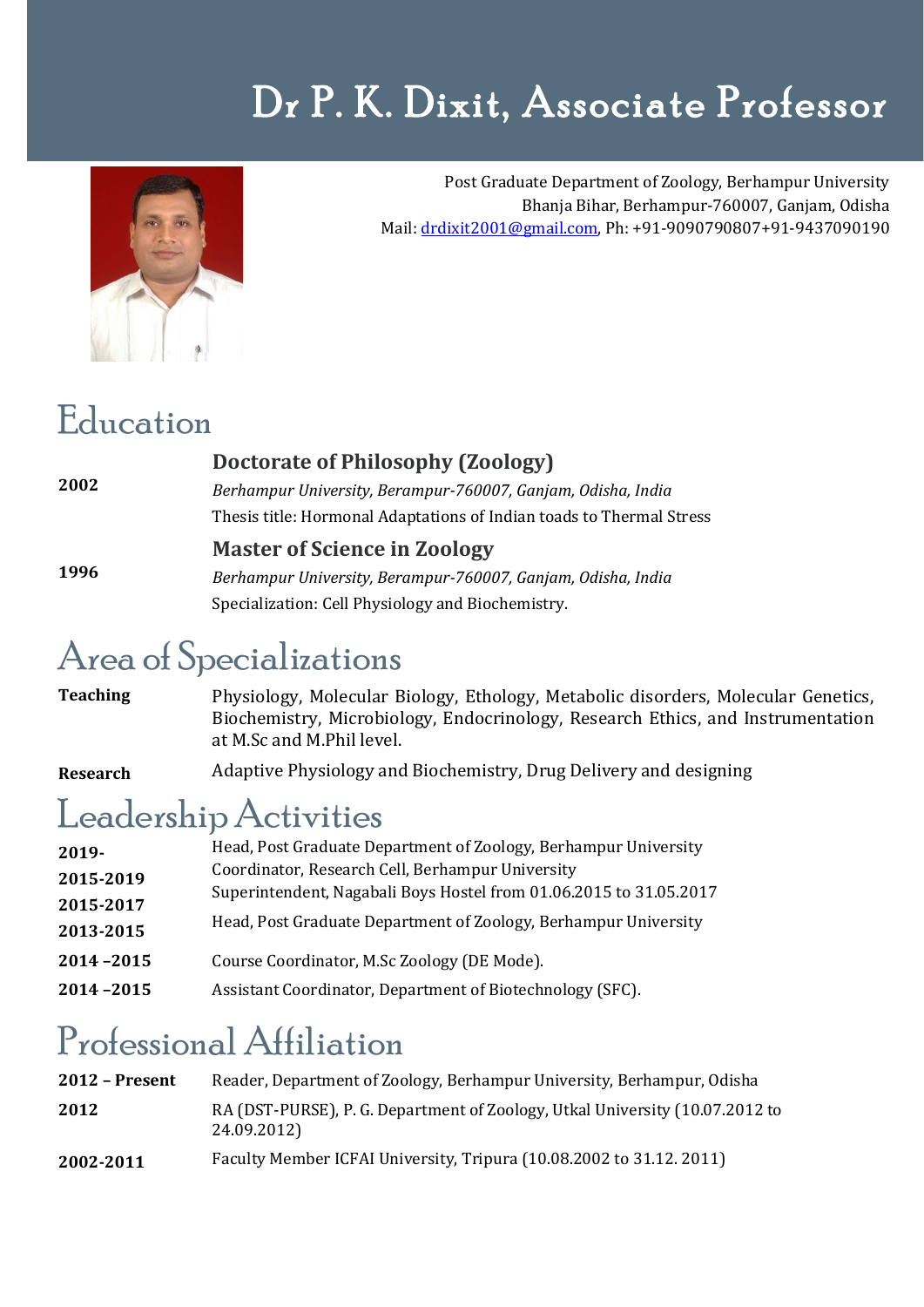# Dr P. K. Dixit, Associate Professor

Post Graduate Department of Zoology, Berhampur University
Bhanja Bihar, Berhampur-760007, Ganjam, Odisha
Mail: drdixit2001@gmail.com, Ph: +91-9090790807+91-9437090190

## Education

**2002**

**Doctorate of Philosophy (Zoology)**
*Berhampur University, Berampur-760007, Ganjam, Odisha, India*
Thesis title: Hormonal Adaptations of Indian toads to Thermal Stress

**1996**

**Master of Science in Zoology**
*Berhampur University, Berampur-760007, Ganjam, Odisha, India*
Specialization: Cell Physiology and Biochemistry.

## Area of Specializations

**Teaching** — Physiology, Molecular Biology, Ethology, Metabolic disorders, Molecular Genetics, Biochemistry, Microbiology, Endocrinology, Research Ethics, and Instrumentation at M.Sc and M.Phil level.

**Research** — Adaptive Physiology and Biochemistry, Drug Delivery and designing

## Leadership Activities

| | |
|---|---|
| **2019-** | Head, Post Graduate Department of Zoology, Berhampur University |
| **2015-2019** | Coordinator, Research Cell, Berhampur University |
| **2015-2017** | Superintendent, Nagabali Boys Hostel from 01.06.2015 to 31.05.2017 |
| **2013-2015** | Head, Post Graduate Department of Zoology, Berhampur University |
| **2014 –2015** | Course Coordinator, M.Sc Zoology (DE Mode). |
| **2014 –2015** | Assistant Coordinator, Department of Biotechnology (SFC). |

## Professional Affiliation

| | |
|---|---|
| **2012 – Present** | Reader, Department of Zoology, Berhampur University, Berhampur, Odisha |
| **2012** | RA (DST-PURSE), P. G. Department of Zoology, Utkal University (10.07.2012 to 24.09.2012) |
| **2002-2011** | Faculty Member ICFAI University, Tripura (10.08.2002 to 31.12. 2011) |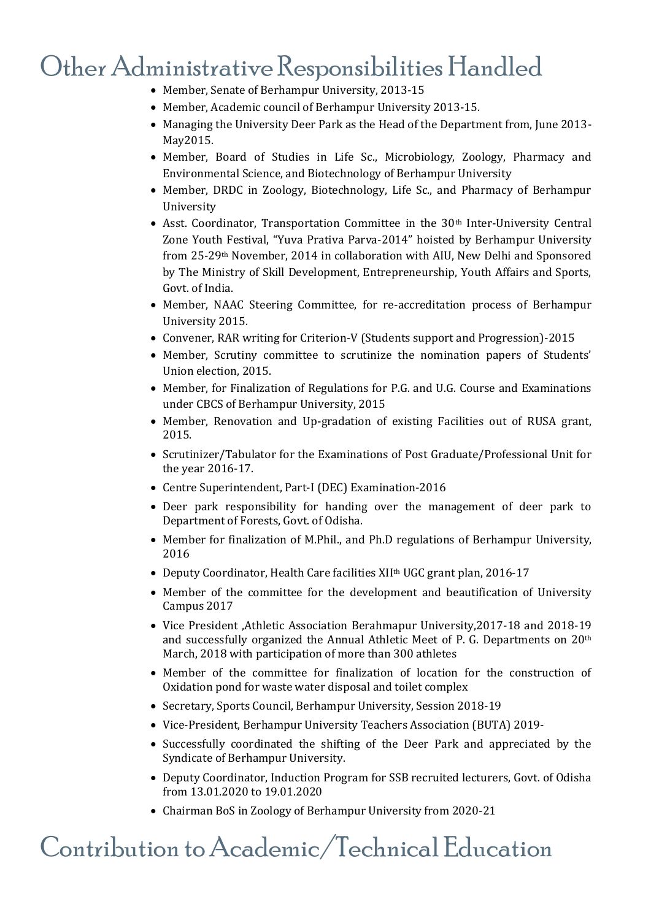# Other Administrative Responsibilities Handled

- Member, Senate of Berhampur University, 2013-15
- Member, Academic council of Berhampur University 2013-15.
- Managing the University Deer Park as the Head of the Department from, June 2013-May2015.
- Member, Board of Studies in Life Sc., Microbiology, Zoology, Pharmacy and Environmental Science, and Biotechnology of Berhampur University
- Member, DRDC in Zoology, Biotechnology, Life Sc., and Pharmacy of Berhampur University
- Asst. Coordinator, Transportation Committee in the 30th Inter-University Central Zone Youth Festival, "Yuva Prativa Parva-2014" hoisted by Berhampur University from 25-29th November, 2014 in collaboration with AIU, New Delhi and Sponsored by The Ministry of Skill Development, Entrepreneurship, Youth Affairs and Sports, Govt. of India.
- Member, NAAC Steering Committee, for re-accreditation process of Berhampur University 2015.
- Convener, RAR writing for Criterion-V (Students support and Progression)-2015
- Member, Scrutiny committee to scrutinize the nomination papers of Students' Union election, 2015.
- Member, for Finalization of Regulations for P.G. and U.G. Course and Examinations under CBCS of Berhampur University, 2015
- Member, Renovation and Up-gradation of existing Facilities out of RUSA grant, 2015.
- Scrutinizer/Tabulator for the Examinations of Post Graduate/Professional Unit for the year 2016-17.
- Centre Superintendent, Part-I (DEC) Examination-2016
- Deer park responsibility for handing over the management of deer park to Department of Forests, Govt. of Odisha.
- Member for finalization of M.Phil., and Ph.D regulations of Berhampur University, 2016
- Deputy Coordinator, Health Care facilities XIIth UGC grant plan, 2016-17
- Member of the committee for the development and beautification of University Campus 2017
- Vice President ,Athletic Association Berahmapur University,2017-18 and 2018-19 and successfully organized the Annual Athletic Meet of P. G. Departments on 20th March, 2018 with participation of more than 300 athletes
- Member of the committee for finalization of location for the construction of Oxidation pond for waste water disposal and toilet complex
- Secretary, Sports Council, Berhampur University, Session 2018-19
- Vice-President, Berhampur University Teachers Association (BUTA) 2019-
- Successfully coordinated the shifting of the Deer Park and appreciated by the Syndicate of Berhampur University.
- Deputy Coordinator, Induction Program for SSB recruited lecturers, Govt. of Odisha from 13.01.2020 to 19.01.2020
- Chairman BoS in Zoology of Berhampur University from 2020-21

# Contribution to Academic/Technical Education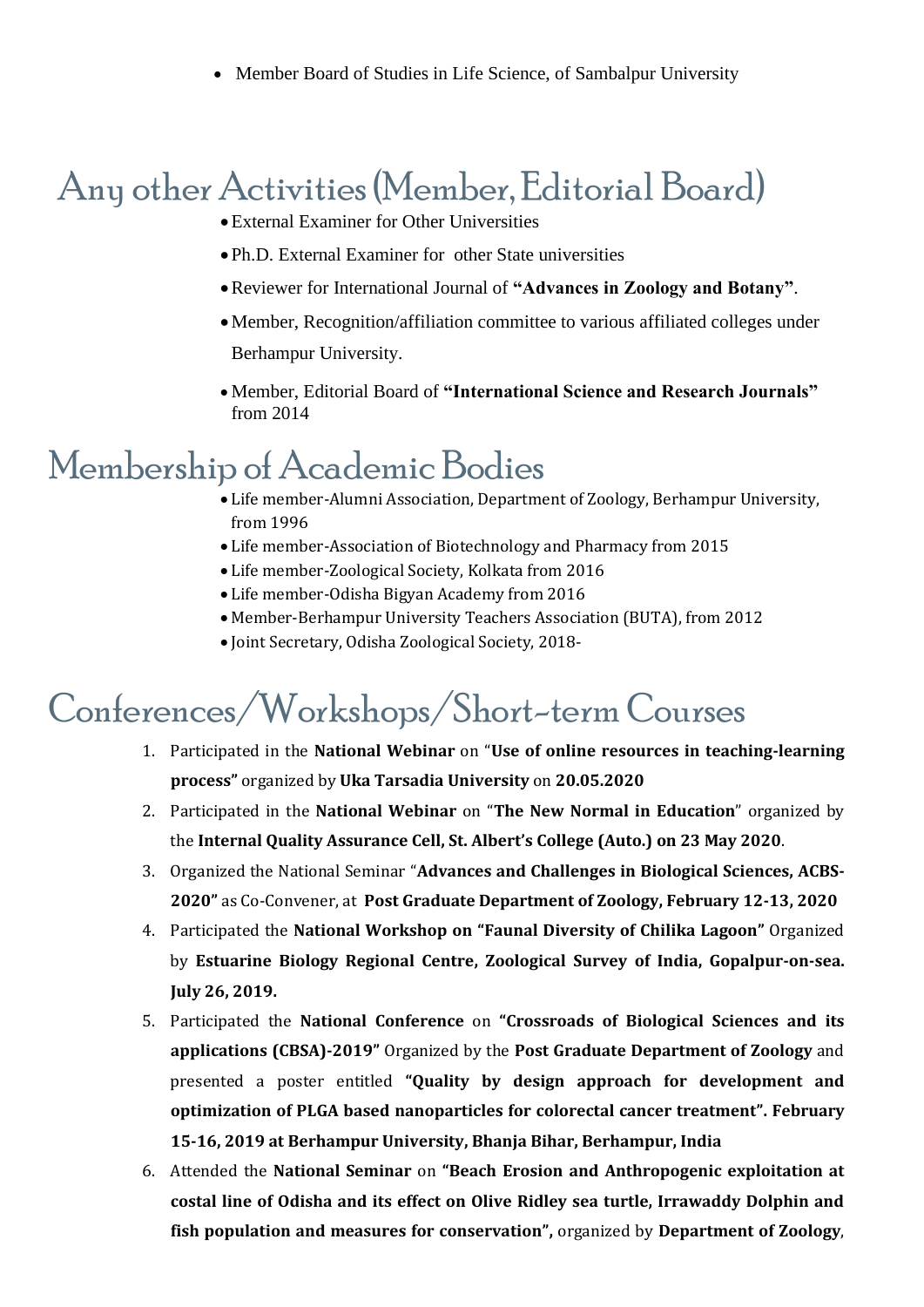- Member Board of Studies in Life Science, of Sambalpur University

## Any other Activities (Member, Editorial Board)

- External Examiner for Other Universities
- Ph.D. External Examiner for other State universities
- Reviewer for International Journal of **"Advances in Zoology and Botany"**.
- Member, Recognition/affiliation committee to various affiliated colleges under Berhampur University.
- Member, Editorial Board of **"International Science and Research Journals"** from 2014

## Membership of Academic Bodies

- Life member-Alumni Association, Department of Zoology, Berhampur University, from 1996
- Life member-Association of Biotechnology and Pharmacy from 2015
- Life member-Zoological Society, Kolkata from 2016
- Life member-Odisha Bigyan Academy from 2016
- Member-Berhampur University Teachers Association (BUTA), from 2012
- Joint Secretary, Odisha Zoological Society, 2018-

## Conferences/Workshops/Short-term Courses

1. Participated in the **National Webinar** on "**Use of online resources in teaching-learning process"** organized by **Uka Tarsadia University** on **20.05.2020**
2. Participated in the **National Webinar** on "**The New Normal in Education**" organized by the **Internal Quality Assurance Cell, St. Albert's College (Auto.) on 23 May 2020**.
3. Organized the National Seminar "**Advances and Challenges in Biological Sciences, ACBS-2020"** as Co-Convener, at **Post Graduate Department of Zoology, February 12-13, 2020**
4. Participated the **National Workshop on "Faunal Diversity of Chilika Lagoon"** Organized by **Estuarine Biology Regional Centre, Zoological Survey of India, Gopalpur-on-sea. July 26, 2019.**
5. Participated the **National Conference** on **"Crossroads of Biological Sciences and its applications (CBSA)-2019"** Organized by the **Post Graduate Department of Zoology** and presented a poster entitled **"Quality by design approach for development and optimization of PLGA based nanoparticles for colorectal cancer treatment". February 15-16, 2019 at Berhampur University, Bhanja Bihar, Berhampur, India**
6. Attended the **National Seminar** on **"Beach Erosion and Anthropogenic exploitation at costal line of Odisha and its effect on Olive Ridley sea turtle, Irrawaddy Dolphin and fish population and measures for conservation",** organized by **Department of Zoology**,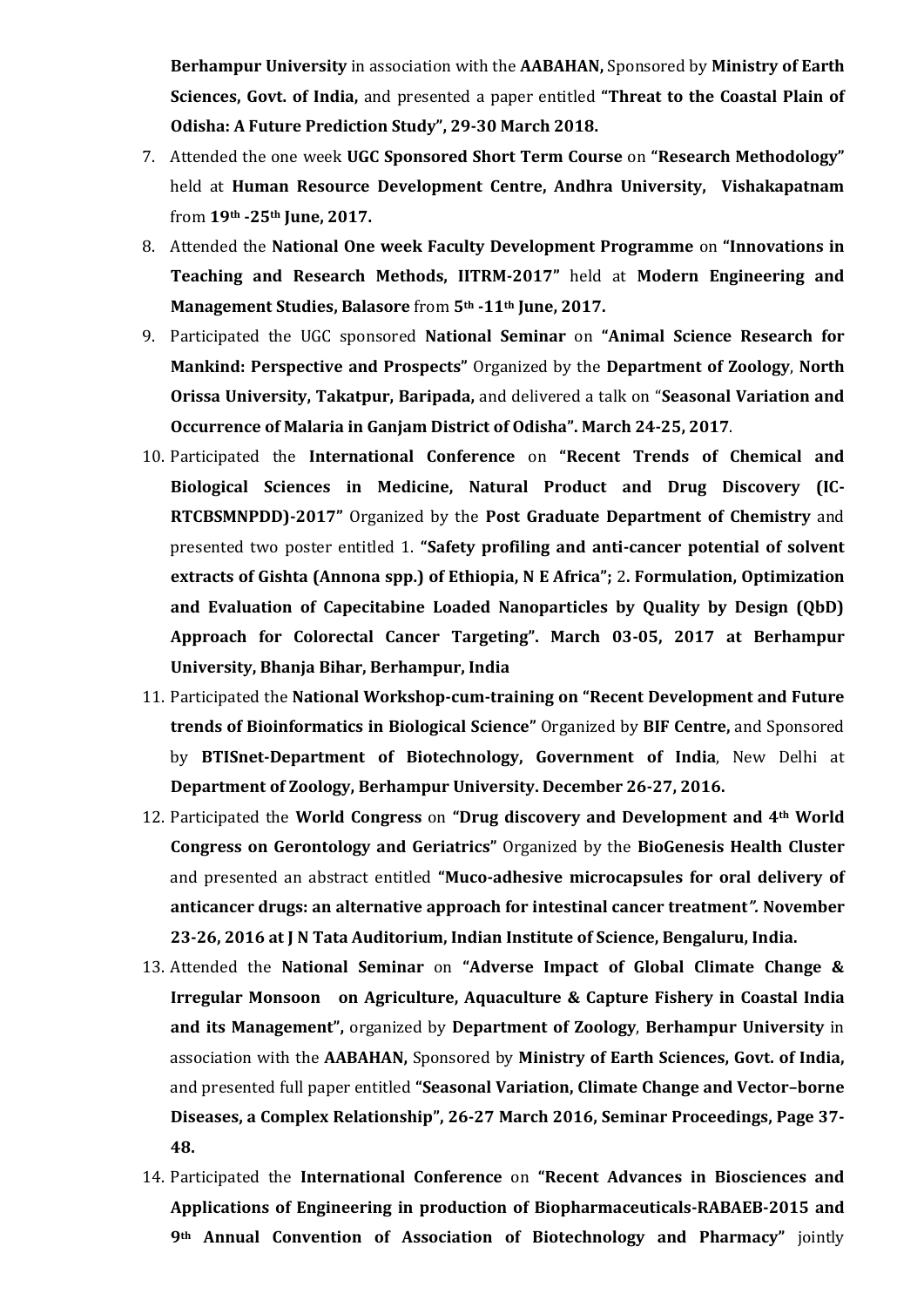**Berhampur University** in association with the **AABAHAN,** Sponsored by **Ministry of Earth Sciences, Govt. of India,** and presented a paper entitled **"Threat to the Coastal Plain of Odisha: A Future Prediction Study", 29-30 March 2018.**

7. Attended the one week **UGC Sponsored Short Term Course** on **"Research Methodology"** held at **Human Resource Development Centre, Andhra University, Vishakapatnam** from **19th -25th June, 2017.**
8. Attended the **National One week Faculty Development Programme** on **"Innovations in Teaching and Research Methods, IITRM-2017"** held at **Modern Engineering and Management Studies, Balasore** from **5th -11th June, 2017.**
9. Participated the UGC sponsored **National Seminar** on **"Animal Science Research for Mankind: Perspective and Prospects"** Organized by the **Department of Zoology**, **North Orissa University, Takatpur, Baripada,** and delivered a talk on "**Seasonal Variation and Occurrence of Malaria in Ganjam District of Odisha". March 24-25, 2017**.
10. Participated the **International Conference** on **"Recent Trends of Chemical and Biological Sciences in Medicine, Natural Product and Drug Discovery (IC-RTCBSMNPDD)-2017"** Organized by the **Post Graduate Department of Chemistry** and presented two poster entitled 1. **"Safety profiling and anti-cancer potential of solvent extracts of Gishta (Annona spp.) of Ethiopia, N E Africa";** 2**. Formulation, Optimization and Evaluation of Capecitabine Loaded Nanoparticles by Quality by Design (QbD) Approach for Colorectal Cancer Targeting". March 03-05, 2017 at Berhampur University, Bhanja Bihar, Berhampur, India**
11. Participated the **National Workshop-cum-training on "Recent Development and Future trends of Bioinformatics in Biological Science"** Organized by **BIF Centre,** and Sponsored by **BTISnet-Department of Biotechnology, Government of India**, New Delhi at **Department of Zoology, Berhampur University. December 26-27, 2016.**
12. Participated the **World Congress** on **"Drug discovery and Development and 4th World Congress on Gerontology and Geriatrics"** Organized by the **BioGenesis Health Cluster** and presented an abstract entitled **"Muco-adhesive microcapsules for oral delivery of anticancer drugs: an alternative approach for intestinal cancer treatment". November 23-26, 2016 at J N Tata Auditorium, Indian Institute of Science, Bengaluru, India.**
13. Attended the **National Seminar** on **"Adverse Impact of Global Climate Change & Irregular Monsoon on Agriculture, Aquaculture & Capture Fishery in Coastal India and its Management",** organized by **Department of Zoology**, **Berhampur University** in association with the **AABAHAN,** Sponsored by **Ministry of Earth Sciences, Govt. of India,** and presented full paper entitled **"Seasonal Variation, Climate Change and Vector–borne Diseases, a Complex Relationship", 26-27 March 2016, Seminar Proceedings, Page 37-48.**
14. Participated the **International Conference** on **"Recent Advances in Biosciences and Applications of Engineering in production of Biopharmaceuticals-RABAEB-2015 and 9th Annual Convention of Association of Biotechnology and Pharmacy"** jointly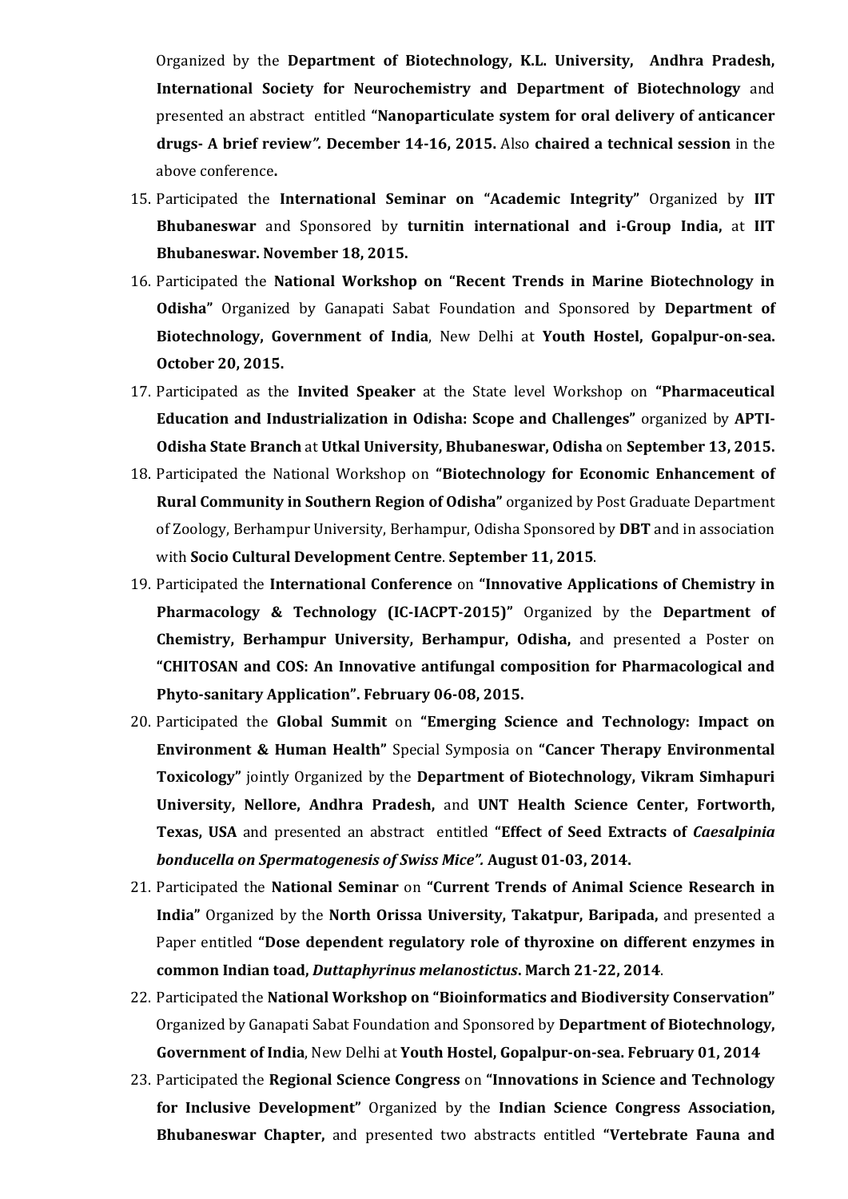Organized by the **Department of Biotechnology, K.L. University, Andhra Pradesh, International Society for Neurochemistry and Department of Biotechnology** and presented an abstract entitled **"Nanoparticulate system for oral delivery of anticancer drugs- A brief review*".* December 14-16, 2015.** Also **chaired a technical session** in the above conference**.**

15. Participated the **International Seminar on "Academic Integrity"** Organized by **IIT Bhubaneswar** and Sponsored by **turnitin international and i-Group India,** at **IIT Bhubaneswar. November 18, 2015.**
16. Participated the **National Workshop on "Recent Trends in Marine Biotechnology in Odisha"** Organized by Ganapati Sabat Foundation and Sponsored by **Department of Biotechnology, Government of India**, New Delhi at **Youth Hostel, Gopalpur-on-sea. October 20, 2015.**
17. Participated as the **Invited Speaker** at the State level Workshop on **"Pharmaceutical Education and Industrialization in Odisha: Scope and Challenges"** organized by **APTI-Odisha State Branch** at **Utkal University, Bhubaneswar, Odisha** on **September 13, 2015.**
18. Participated the National Workshop on **"Biotechnology for Economic Enhancement of Rural Community in Southern Region of Odisha"** organized by Post Graduate Department of Zoology, Berhampur University, Berhampur, Odisha Sponsored by **DBT** and in association with **Socio Cultural Development Centre**. **September 11, 2015**.
19. Participated the **International Conference** on **"Innovative Applications of Chemistry in Pharmacology & Technology (IC-IACPT-2015)"** Organized by the **Department of Chemistry, Berhampur University, Berhampur, Odisha,** and presented a Poster on **"CHITOSAN and COS: An Innovative antifungal composition for Pharmacological and Phyto-sanitary Application". February 06-08, 2015.**
20. Participated the **Global Summit** on **"Emerging Science and Technology: Impact on Environment & Human Health"** Special Symposia on **"Cancer Therapy Environmental Toxicology"** jointly Organized by the **Department of Biotechnology, Vikram Simhapuri University, Nellore, Andhra Pradesh,** and **UNT Health Science Center, Fortworth, Texas, USA** and presented an abstract entitled **"Effect of Seed Extracts of *Caesalpinia bonducella on Spermatogenesis of Swiss Mice".* August 01-03, 2014.**
21. Participated the **National Seminar** on **"Current Trends of Animal Science Research in India"** Organized by the **North Orissa University, Takatpur, Baripada,** and presented a Paper entitled **"Dose dependent regulatory role of thyroxine on different enzymes in common Indian toad, *Duttaphyrinus melanostictus*. March 21-22, 2014**.
22. Participated the **National Workshop on "Bioinformatics and Biodiversity Conservation"** Organized by Ganapati Sabat Foundation and Sponsored by **Department of Biotechnology, Government of India**, New Delhi at **Youth Hostel, Gopalpur-on-sea. February 01, 2014**
23. Participated the **Regional Science Congress** on **"Innovations in Science and Technology for Inclusive Development"** Organized by the **Indian Science Congress Association, Bhubaneswar Chapter,** and presented two abstracts entitled **"Vertebrate Fauna and**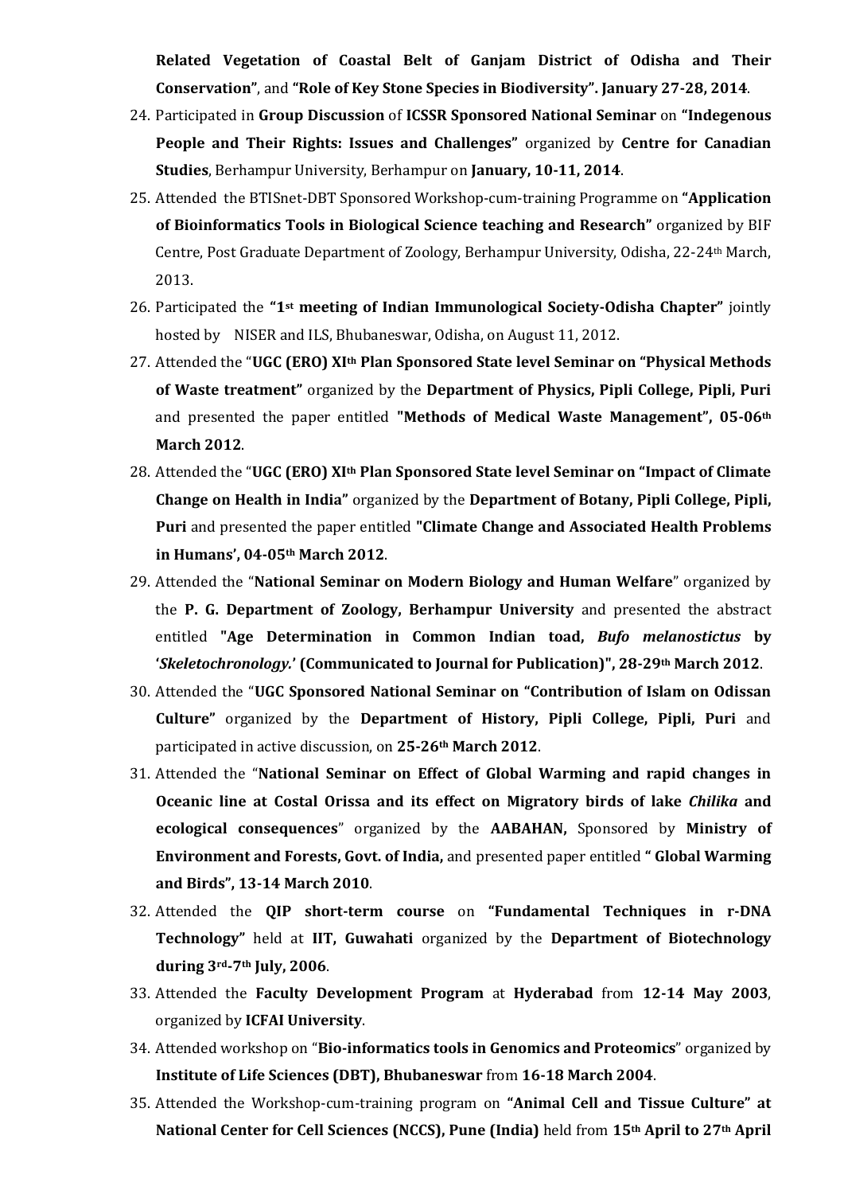**Related Vegetation of Coastal Belt of Ganjam District of Odisha and Their Conservation"**, and **"Role of Key Stone Species in Biodiversity". January 27-28, 2014**.

24. Participated in **Group Discussion** of **ICSSR Sponsored National Seminar** on **"Indegenous People and Their Rights: Issues and Challenges"** organized by **Centre for Canadian Studies**, Berhampur University, Berhampur on **January, 10-11, 2014**.
25. Attended the BTISnet-DBT Sponsored Workshop-cum-training Programme on **"Application of Bioinformatics Tools in Biological Science teaching and Research"** organized by BIF Centre, Post Graduate Department of Zoology, Berhampur University, Odisha, 22-24th March, 2013.
26. Participated the **"1st meeting of Indian Immunological Society-Odisha Chapter"** jointly hosted by NISER and ILS, Bhubaneswar, Odisha, on August 11, 2012.
27. Attended the "**UGC (ERO) XIth Plan Sponsored State level Seminar on "Physical Methods of Waste treatment"** organized by the **Department of Physics, Pipli College, Pipli, Puri** and presented the paper entitled **"Methods of Medical Waste Management", 05-06th March 2012**.
28. Attended the "**UGC (ERO) XIth Plan Sponsored State level Seminar on "Impact of Climate Change on Health in India"** organized by the **Department of Botany, Pipli College, Pipli, Puri** and presented the paper entitled **"Climate Change and Associated Health Problems in Humans', 04-05th March 2012**.
29. Attended the "**National Seminar on Modern Biology and Human Welfare**" organized by the **P. G. Department of Zoology, Berhampur University** and presented the abstract entitled **"Age Determination in Common Indian toad, *Bufo melanostictus* by '*Skeletochronology.*' (Communicated to Journal for Publication)", 28-29th March 2012**.
30. Attended the "**UGC Sponsored National Seminar on "Contribution of Islam on Odissan Culture"** organized by the **Department of History, Pipli College, Pipli, Puri** and participated in active discussion, on **25-26th March 2012**.
31. Attended the "**National Seminar on Effect of Global Warming and rapid changes in Oceanic line at Costal Orissa and its effect on Migratory birds of lake *Chilika* and ecological consequences**" organized by the **AABAHAN,** Sponsored by **Ministry of Environment and Forests, Govt. of India,** and presented paper entitled **" Global Warming and Birds", 13-14 March 2010**.
32. Attended the **QIP short-term course** on **"Fundamental Techniques in r-DNA Technology"** held at **IIT, Guwahati** organized by the **Department of Biotechnology during 3rd-7th July, 2006**.
33. Attended the **Faculty Development Program** at **Hyderabad** from **12-14 May 2003**, organized by **ICFAI University**.
34. Attended workshop on "**Bio-informatics tools in Genomics and Proteomics**" organized by **Institute of Life Sciences (DBT), Bhubaneswar** from **16-18 March 2004**.
35. Attended the Workshop-cum-training program on **"Animal Cell and Tissue Culture" at National Center for Cell Sciences (NCCS), Pune (India)** held from **15th April to 27th April**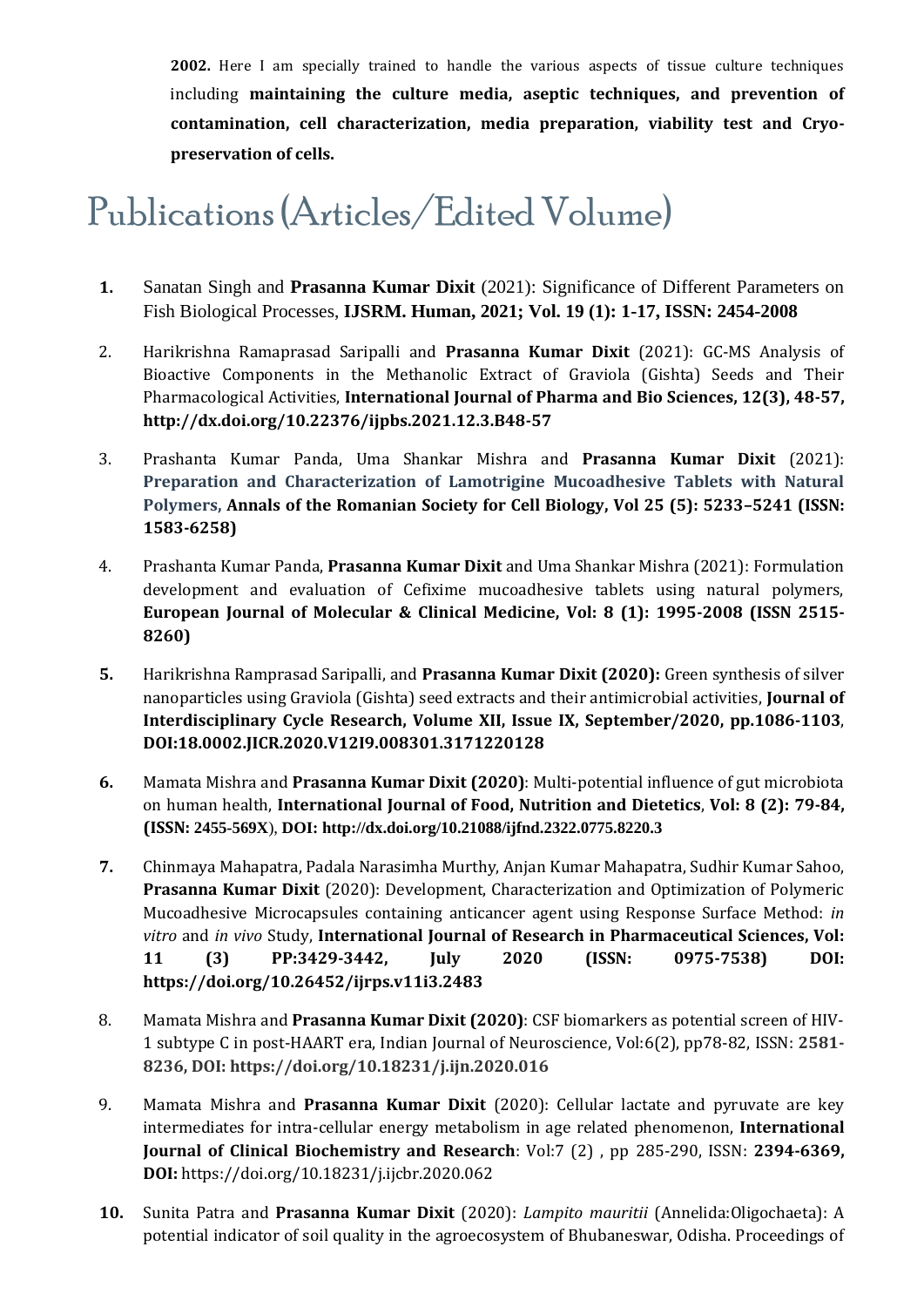**2002.** Here I am specially trained to handle the various aspects of tissue culture techniques including **maintaining the culture media, aseptic techniques, and prevention of contamination, cell characterization, media preparation, viability test and Cryo-preservation of cells.**

# Publications (Articles/Edited Volume)

1. Sanatan Singh and **Prasanna Kumar Dixit** (2021): Significance of Different Parameters on Fish Biological Processes, **IJSRM. Human, 2021; Vol. 19 (1): 1-17, ISSN: 2454-2008**

2. Harikrishna Ramaprasad Saripalli and **Prasanna Kumar Dixit** (2021): GC-MS Analysis of Bioactive Components in the Methanolic Extract of Graviola (Gishta) Seeds and Their Pharmacological Activities, **International Journal of Pharma and Bio Sciences, 12(3), 48-57, http://dx.doi.org/10.22376/ijpbs.2021.12.3.B48-57**

3. Prashanta Kumar Panda, Uma Shankar Mishra and **Prasanna Kumar Dixit** (2021): **Preparation and Characterization of Lamotrigine Mucoadhesive Tablets with Natural Polymers, Annals of the Romanian Society for Cell Biology, Vol 25 (5): 5233–5241 (ISSN: 1583-6258)**

4. Prashanta Kumar Panda, **Prasanna Kumar Dixit** and Uma Shankar Mishra (2021): Formulation development and evaluation of Cefixime mucoadhesive tablets using natural polymers, **European Journal of Molecular & Clinical Medicine, Vol: 8 (1): 1995-2008 (ISSN 2515-8260)**

5. Harikrishna Ramprasad Saripalli, and **Prasanna Kumar Dixit (2020):** Green synthesis of silver nanoparticles using Graviola (Gishta) seed extracts and their antimicrobial activities, **Journal of Interdisciplinary Cycle Research, Volume XII, Issue IX, September/2020, pp.1086-1103**, **DOI:18.0002.JICR.2020.V12I9.008301.3171220128**

6. Mamata Mishra and **Prasanna Kumar Dixit (2020)**: Multi-potential influence of gut microbiota on human health, **International Journal of Food, Nutrition and Dietetics**, **Vol: 8 (2): 79-84, (ISSN: 2455-569X**), **DOI: http://dx.doi.org/10.21088/ijfnd.2322.0775.8220.3**

7. Chinmaya Mahapatra, Padala Narasimha Murthy, Anjan Kumar Mahapatra, Sudhir Kumar Sahoo, **Prasanna Kumar Dixit** (2020): Development, Characterization and Optimization of Polymeric Mucoadhesive Microcapsules containing anticancer agent using Response Surface Method: *in vitro* and *in vivo* Study, **International Journal of Research in Pharmaceutical Sciences, Vol: 11 (3) PP:3429-3442, July 2020 (ISSN: 0975-7538) DOI: https://doi.org/10.26452/ijrps.v11i3.2483**

8. Mamata Mishra and **Prasanna Kumar Dixit (2020)**: CSF biomarkers as potential screen of HIV-1 subtype C in post-HAART era, Indian Journal of Neuroscience, Vol:6(2), pp78-82, ISSN: **2581-8236, DOI: https://doi.org/10.18231/j.ijn.2020.016**

9. Mamata Mishra and **Prasanna Kumar Dixit** (2020): Cellular lactate and pyruvate are key intermediates for intra-cellular energy metabolism in age related phenomenon, **International Journal of Clinical Biochemistry and Research**: Vol:7 (2) , pp 285-290, ISSN: **2394-6369, DOI:** https://doi.org/10.18231/j.ijcbr.2020.062

10. Sunita Patra and **Prasanna Kumar Dixit** (2020): *Lampito mauritii* (Annelida:Oligochaeta): A potential indicator of soil quality in the agroecosystem of Bhubaneswar, Odisha. Proceedings of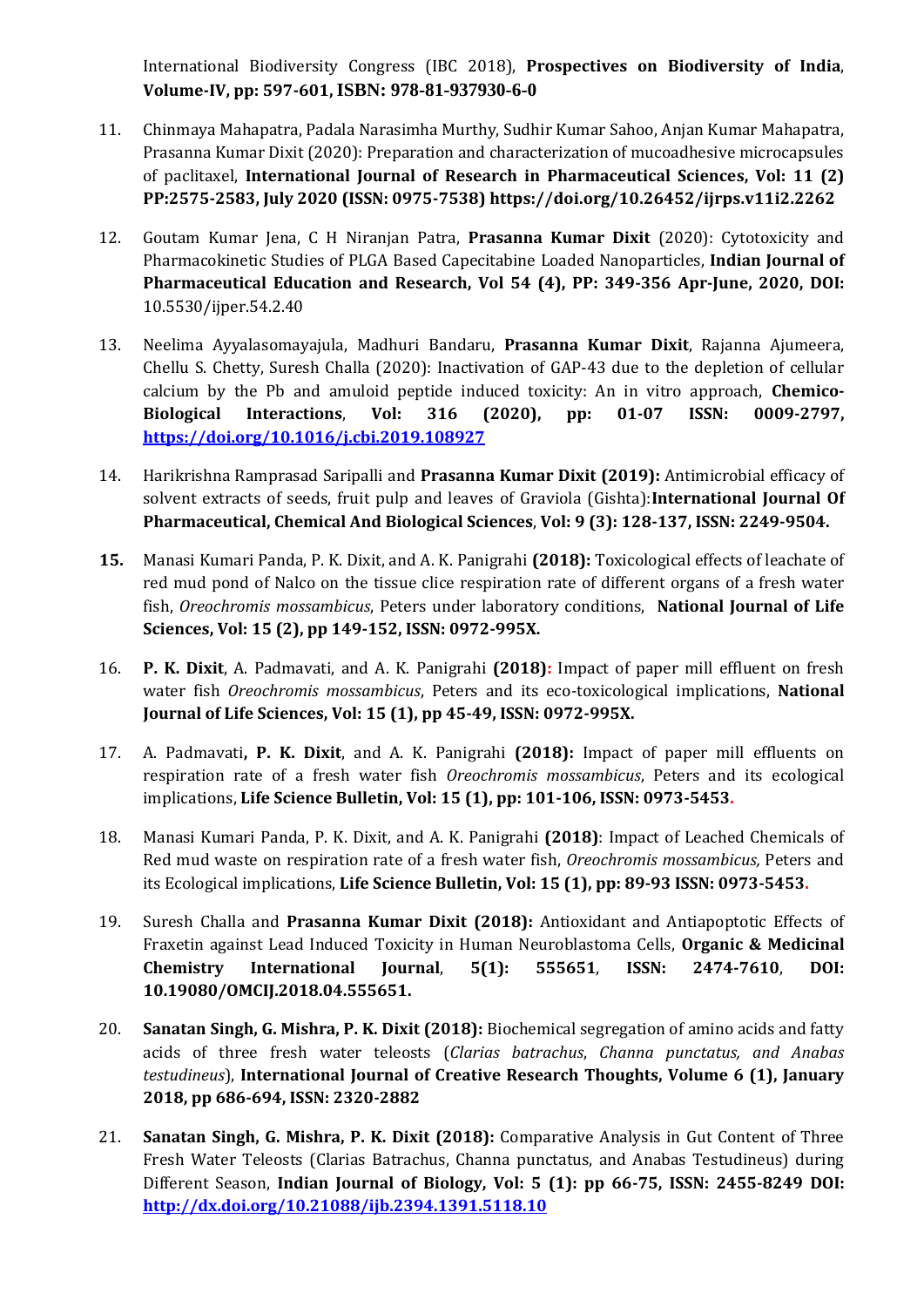International Biodiversity Congress (IBC 2018), **Prospectives on Biodiversity of India**, **Volume-IV, pp: 597-601, ISBN: 978-81-937930-6-0**

11. Chinmaya Mahapatra, Padala Narasimha Murthy, Sudhir Kumar Sahoo, Anjan Kumar Mahapatra, Prasanna Kumar Dixit (2020): Preparation and characterization of mucoadhesive microcapsules of paclitaxel, **International Journal of Research in Pharmaceutical Sciences, Vol: 11 (2) PP:2575-2583, July 2020 (ISSN: 0975-7538) https://doi.org/10.26452/ijrps.v11i2.2262**

12. Goutam Kumar Jena, C H Niranjan Patra, **Prasanna Kumar Dixit** (2020): Cytotoxicity and Pharmacokinetic Studies of PLGA Based Capecitabine Loaded Nanoparticles, **Indian Journal of Pharmaceutical Education and Research, Vol 54 (4), PP: 349-356 Apr-June, 2020, DOI:** 10.5530/ijper.54.2.40

13. Neelima Ayyalasomayajula, Madhuri Bandaru, **Prasanna Kumar Dixit**, Rajanna Ajumeera, Chellu S. Chetty, Suresh Challa (2020): Inactivation of GAP-43 due to the depletion of cellular calcium by the Pb and amuloid peptide induced toxicity: An in vitro approach, **Chemico-Biological Interactions**, **Vol: 316 (2020), pp: 01-07 ISSN: 0009-2797, https://doi.org/10.1016/j.cbi.2019.108927**

14. Harikrishna Ramprasad Saripalli and **Prasanna Kumar Dixit (2019):** Antimicrobial efficacy of solvent extracts of seeds, fruit pulp and leaves of Graviola (Gishta):**International Journal Of Pharmaceutical, Chemical And Biological Sciences**, **Vol: 9 (3): 128-137, ISSN: 2249-9504.**

15. Manasi Kumari Panda, P. K. Dixit, and A. K. Panigrahi **(2018):** Toxicological effects of leachate of red mud pond of Nalco on the tissue clice respiration rate of different organs of a fresh water fish, *Oreochromis mossambicus*, Peters under laboratory conditions, **National Journal of Life Sciences, Vol: 15 (2), pp 149-152, ISSN: 0972-995X.**

16. **P. K. Dixit**, A. Padmavati, and A. K. Panigrahi **(2018):** Impact of paper mill effluent on fresh water fish *Oreochromis mossambicus*, Peters and its eco-toxicological implications, **National Journal of Life Sciences, Vol: 15 (1), pp 45-49, ISSN: 0972-995X.**

17. A. Padmavati**, P. K. Dixit**, and A. K. Panigrahi **(2018):** Impact of paper mill effluents on respiration rate of a fresh water fish *Oreochromis mossambicus*, Peters and its ecological implications, **Life Science Bulletin, Vol: 15 (1), pp: 101-106, ISSN: 0973-5453.**

18. Manasi Kumari Panda, P. K. Dixit, and A. K. Panigrahi **(2018)**: Impact of Leached Chemicals of Red mud waste on respiration rate of a fresh water fish, *Oreochromis mossambicus,* Peters and its Ecological implications, **Life Science Bulletin, Vol: 15 (1), pp: 89-93 ISSN: 0973-5453.**

19. Suresh Challa and **Prasanna Kumar Dixit (2018):** Antioxidant and Antiapoptotic Effects of Fraxetin against Lead Induced Toxicity in Human Neuroblastoma Cells, **Organic & Medicinal Chemistry International Journal**, **5(1): 555651**, **ISSN: 2474-7610**, **DOI: 10.19080/OMCIJ.2018.04.555651.**

20. **Sanatan Singh, G. Mishra, P. K. Dixit (2018):** Biochemical segregation of amino acids and fatty acids of three fresh water teleosts (*Clarias batrachus*, *Channa punctatus, and Anabas testudineus*), **International Journal of Creative Research Thoughts, Volume 6 (1), January 2018, pp 686-694, ISSN: 2320-2882**

21. **Sanatan Singh, G. Mishra, P. K. Dixit (2018):** Comparative Analysis in Gut Content of Three Fresh Water Teleosts (Clarias Batrachus, Channa punctatus, and Anabas Testudineus) during Different Season, **Indian Journal of Biology, Vol: 5 (1): pp 66-75, ISSN: 2455-8249 DOI: http://dx.doi.org/10.21088/ijb.2394.1391.5118.10**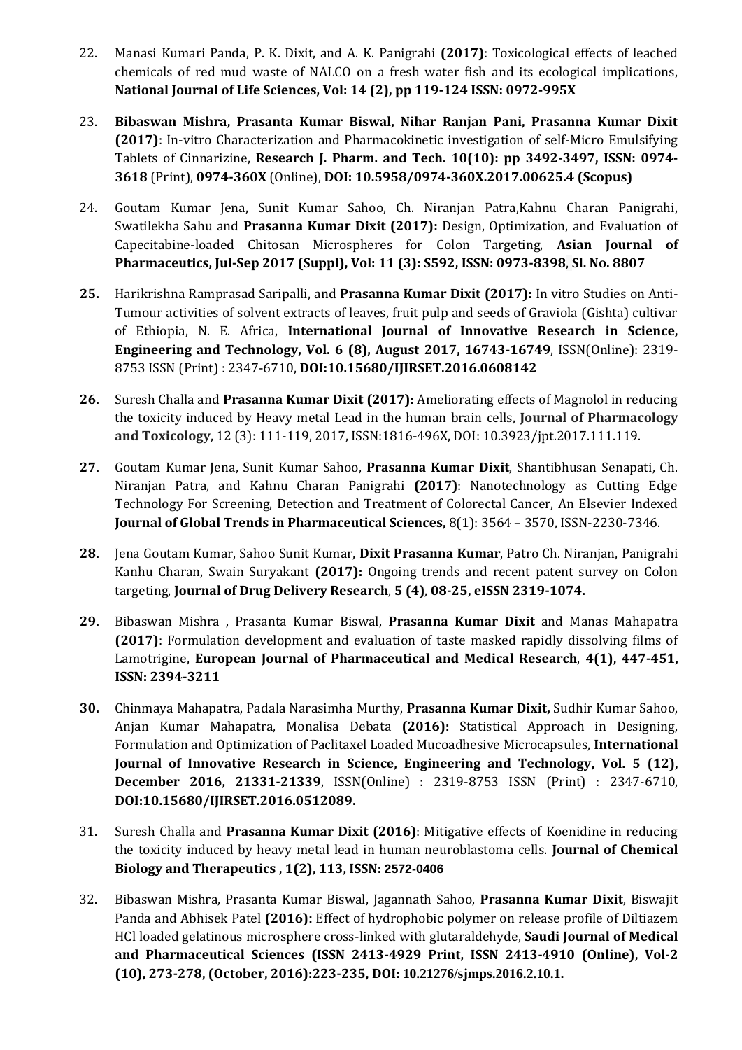22. Manasi Kumari Panda, P. K. Dixit, and A. K. Panigrahi **(2017)**: Toxicological effects of leached chemicals of red mud waste of NALCO on a fresh water fish and its ecological implications, **National Journal of Life Sciences, Vol: 14 (2), pp 119-124 ISSN: 0972-995X**

23. **Bibaswan Mishra, Prasanta Kumar Biswal, Nihar Ranjan Pani, Prasanna Kumar Dixit (2017)**: In-vitro Characterization and Pharmacokinetic investigation of self-Micro Emulsifying Tablets of Cinnarizine, **Research J. Pharm. and Tech. 10(10): pp 3492-3497, ISSN: 0974-3618** (Print), **0974-360X** (Online), **DOI: 10.5958/0974-360X.2017.00625.4 (Scopus)**

24. Goutam Kumar Jena, Sunit Kumar Sahoo, Ch. Niranjan Patra,Kahnu Charan Panigrahi, Swatilekha Sahu and **Prasanna Kumar Dixit (2017):** Design, Optimization, and Evaluation of Capecitabine-loaded Chitosan Microspheres for Colon Targeting, **Asian Journal of Pharmaceutics, Jul-Sep 2017 (Suppl), Vol: 11 (3): S592, ISSN: 0973-8398**, **Sl. No. 8807**

25. Harikrishna Ramprasad Saripalli, and **Prasanna Kumar Dixit (2017):** In vitro Studies on Anti-Tumour activities of solvent extracts of leaves, fruit pulp and seeds of Graviola (Gishta) cultivar of Ethiopia, N. E. Africa, **International Journal of Innovative Research in Science, Engineering and Technology, Vol. 6 (8), August 2017, 16743-16749**, ISSN(Online): 2319-8753 ISSN (Print) : 2347-6710, **DOI:10.15680/IJIRSET.2016.0608142**

26. Suresh Challa and **Prasanna Kumar Dixit (2017):** Ameliorating effects of Magnolol in reducing the toxicity induced by Heavy metal Lead in the human brain cells, **Journal of Pharmacology and Toxicology**, 12 (3): 111-119, 2017, ISSN:1816-496X, DOI: 10.3923/jpt.2017.111.119.

27. Goutam Kumar Jena, Sunit Kumar Sahoo, **Prasanna Kumar Dixit**, Shantibhusan Senapati, Ch. Niranjan Patra, and Kahnu Charan Panigrahi **(2017)**: Nanotechnology as Cutting Edge Technology For Screening, Detection and Treatment of Colorectal Cancer, An Elsevier Indexed **Journal of Global Trends in Pharmaceutical Sciences,** 8(1): 3564 – 3570, ISSN-2230-7346.

28. Jena Goutam Kumar, Sahoo Sunit Kumar, **Dixit Prasanna Kumar**, Patro Ch. Niranjan, Panigrahi Kanhu Charan, Swain Suryakant **(2017):** Ongoing trends and recent patent survey on Colon targeting, **Journal of Drug Delivery Research**, **5 (4)**, **08-25, eISSN 2319-1074.**

29. Bibaswan Mishra , Prasanta Kumar Biswal, **Prasanna Kumar Dixit** and Manas Mahapatra **(2017)**: Formulation development and evaluation of taste masked rapidly dissolving films of Lamotrigine, **European Journal of Pharmaceutical and Medical Research**, **4(1), 447-451, ISSN: 2394-3211**

30. Chinmaya Mahapatra, Padala Narasimha Murthy, **Prasanna Kumar Dixit,** Sudhir Kumar Sahoo, Anjan Kumar Mahapatra, Monalisa Debata **(2016):** Statistical Approach in Designing, Formulation and Optimization of Paclitaxel Loaded Mucoadhesive Microcapsules, **International Journal of Innovative Research in Science, Engineering and Technology, Vol. 5 (12), December 2016, 21331-21339**, ISSN(Online) : 2319-8753 ISSN (Print) : 2347-6710, **DOI:10.15680/IJIRSET.2016.0512089.**

31. Suresh Challa and **Prasanna Kumar Dixit (2016)**: Mitigative effects of Koenidine in reducing the toxicity induced by heavy metal lead in human neuroblastoma cells. **Journal of Chemical Biology and Therapeutics , 1(2), 113, ISSN: 2572-0406**

32. Bibaswan Mishra, Prasanta Kumar Biswal, Jagannath Sahoo, **Prasanna Kumar Dixit**, Biswajit Panda and Abhisek Patel **(2016):** Effect of hydrophobic polymer on release profile of Diltiazem HCl loaded gelatinous microsphere cross-linked with glutaraldehyde, **Saudi Journal of Medical and Pharmaceutical Sciences (ISSN 2413-4929 Print, ISSN 2413-4910 (Online), Vol-2 (10), 273-278, (October, 2016):223-235, DOI: 10.21276/sjmps.2016.2.10.1.**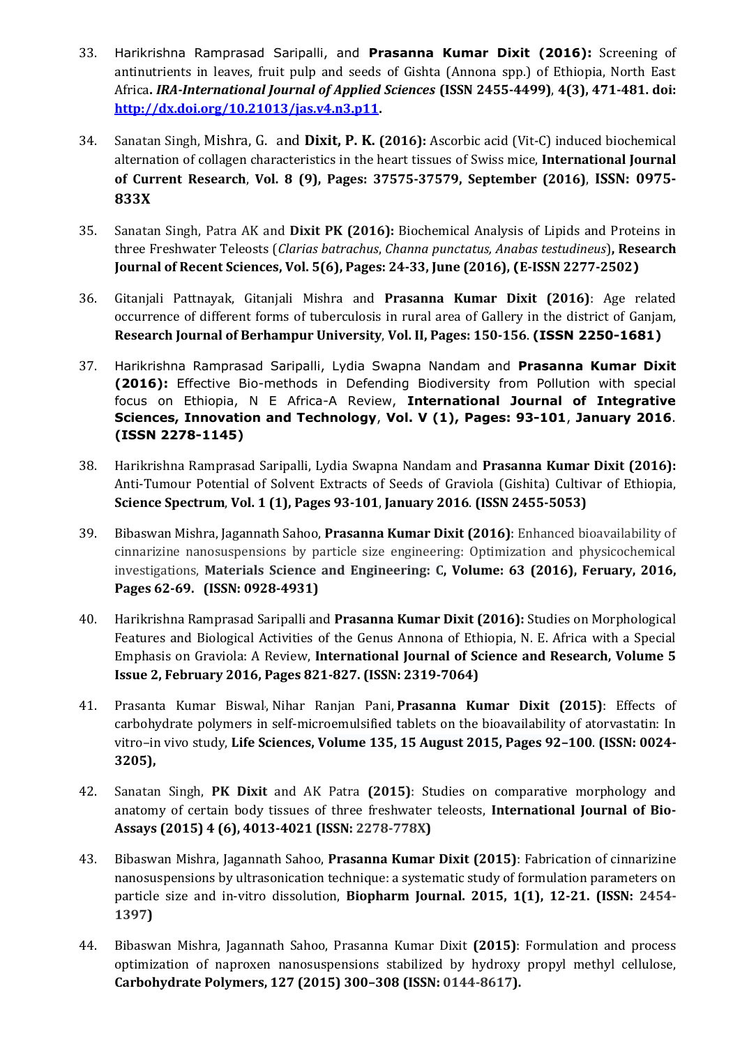33. Harikrishna Ramprasad Saripalli, and **Prasanna Kumar Dixit (2016):** Screening of antinutrients in leaves, fruit pulp and seeds of Gishta (Annona spp.) of Ethiopia, North East Africa**.** ***IRA-International Journal of Applied Sciences*** **(ISSN 2455-4499)**, **4(3), 471-481. doi: http://dx.doi.org/10.21013/jas.v4.n3.p11.**

34. Sanatan Singh, Mishra, G. and **Dixit, P. K. (2016):** Ascorbic acid (Vit-C) induced biochemical alternation of collagen characteristics in the heart tissues of Swiss mice, **International Journal of Current Research**, **Vol. 8 (9), Pages: 37575-37579, September (2016)**, **ISSN: 0975-833X**

35. Sanatan Singh, Patra AK and **Dixit PK (2016):** Biochemical Analysis of Lipids and Proteins in three Freshwater Teleosts (*Clarias batrachus*, *Channa punctatus, Anabas testudineus*)**, Research Journal of Recent Sciences, Vol. 5(6), Pages: 24-33, June (2016), (E-ISSN 2277-2502)**

36. Gitanjali Pattnayak, Gitanjali Mishra and **Prasanna Kumar Dixit (2016)**: Age related occurrence of different forms of tuberculosis in rural area of Gallery in the district of Ganjam, **Research Journal of Berhampur University**, **Vol. II, Pages: 150-156**. **(ISSN 2250-1681)**

37. Harikrishna Ramprasad Saripalli, Lydia Swapna Nandam and **Prasanna Kumar Dixit (2016):** Effective Bio-methods in Defending Biodiversity from Pollution with special focus on Ethiopia, N E Africa-A Review, **International Journal of Integrative Sciences, Innovation and Technology**, **Vol. V (1), Pages: 93-101**, **January 2016**. **(ISSN 2278-1145)**

38. Harikrishna Ramprasad Saripalli, Lydia Swapna Nandam and **Prasanna Kumar Dixit (2016):** Anti-Tumour Potential of Solvent Extracts of Seeds of Graviola (Gishita) Cultivar of Ethiopia, **Science Spectrum**, **Vol. 1 (1), Pages 93-101**, **January 2016**. **(ISSN 2455-5053)**

39. Bibaswan Mishra, Jagannath Sahoo, **Prasanna Kumar Dixit (2016)**: Enhanced bioavailability of cinnarizine nanosuspensions by particle size engineering: Optimization and physicochemical investigations, **Materials Science and Engineering: C, Volume: 63 (2016), Feruary, 2016, Pages 62-69. (ISSN: 0928-4931)**

40. Harikrishna Ramprasad Saripalli and **Prasanna Kumar Dixit (2016):** Studies on Morphological Features and Biological Activities of the Genus Annona of Ethiopia, N. E. Africa with a Special Emphasis on Graviola: A Review, **International Journal of Science and Research, Volume 5 Issue 2, February 2016, Pages 821-827. (ISSN: 2319-7064)**

41. Prasanta Kumar Biswal, Nihar Ranjan Pani, **Prasanna Kumar Dixit (2015)**: Effects of carbohydrate polymers in self-microemulsified tablets on the bioavailability of atorvastatin: In vitro–in vivo study, **Life Sciences, Volume 135, 15 August 2015, Pages 92–100**. **(ISSN: 0024-3205),**

42. Sanatan Singh, **PK Dixit** and AK Patra **(2015)**: Studies on comparative morphology and anatomy of certain body tissues of three freshwater teleosts, **International Journal of Bio-Assays (2015) 4 (6), 4013-4021 (ISSN: 2278-778X)**

43. Bibaswan Mishra, Jagannath Sahoo, **Prasanna Kumar Dixit (2015)**: Fabrication of cinnarizine nanosuspensions by ultrasonication technique: a systematic study of formulation parameters on particle size and in-vitro dissolution, **Biopharm Journal. 2015, 1(1), 12-21. (ISSN: 2454-1397)**

44. Bibaswan Mishra, Jagannath Sahoo, Prasanna Kumar Dixit **(2015)**: Formulation and process optimization of naproxen nanosuspensions stabilized by hydroxy propyl methyl cellulose, **Carbohydrate Polymers, 127 (2015) 300–308 (ISSN: 0144-8617).**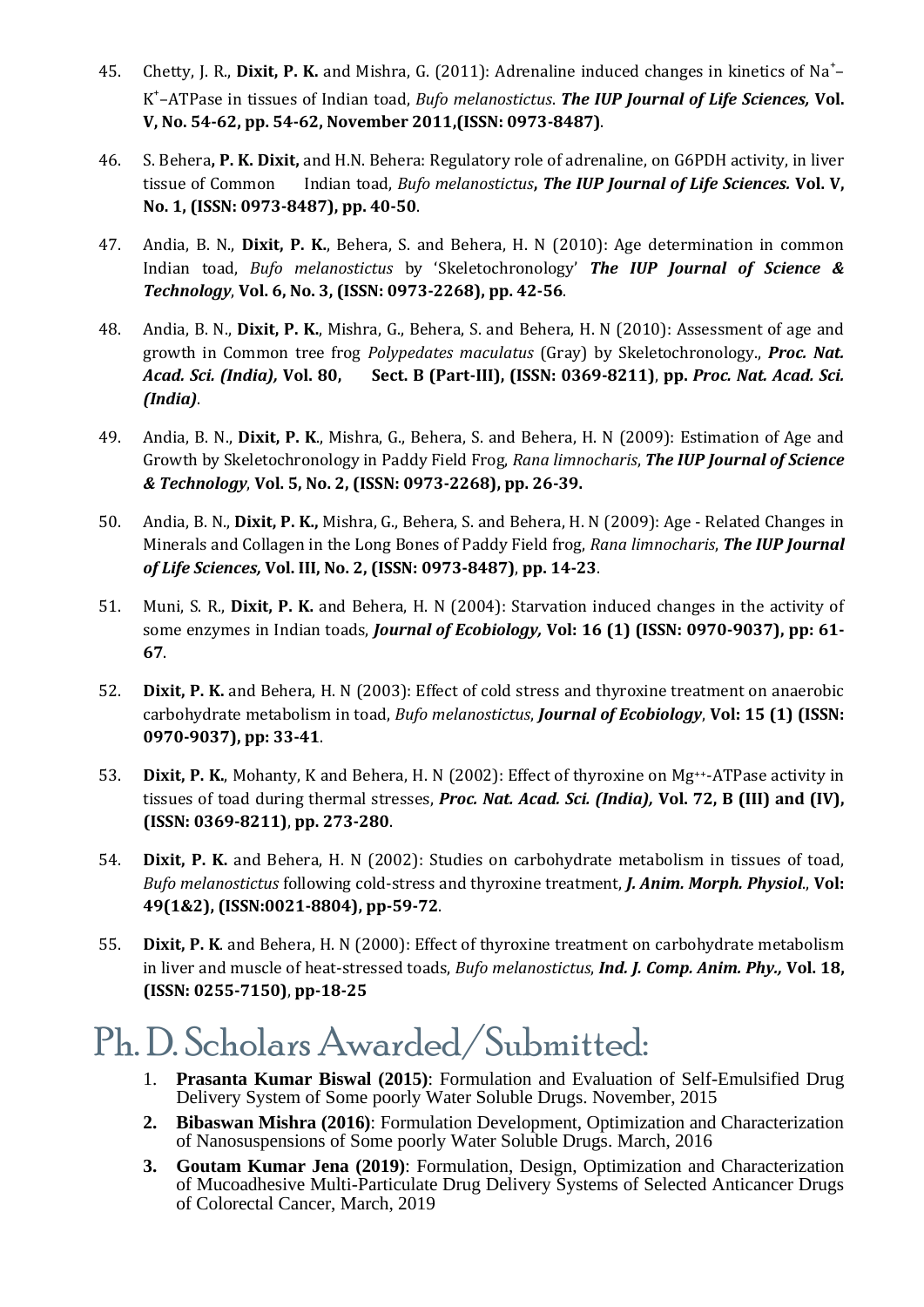45. Chetty, J. R., **Dixit, P. K.** and Mishra, G. (2011): Adrenaline induced changes in kinetics of $Na^+$–$K^+$–ATPase in tissues of Indian toad, *Bufo melanostictus*. ***The IUP Journal of Life Sciences,*** **Vol. V, No. 54-62, pp. 54-62, November 2011,(ISSN: 0973-8487)**.

46. S. Behera**, P. K. Dixit,** and H.N. Behera: Regulatory role of adrenaline, on G6PDH activity, in liver tissue of Common Indian toad, *Bufo melanostictus***,** ***The IUP Journal of Life Sciences.*** **Vol. V, No. 1, (ISSN: 0973-8487), pp. 40-50**.

47. Andia, B. N., **Dixit, P. K.**, Behera, S. and Behera, H. N (2010): Age determination in common Indian toad, *Bufo melanostictus* by 'Skeletochronology' ***The IUP Journal of Science & Technology***, **Vol. 6, No. 3, (ISSN: 0973-2268), pp. 42-56**.

48. Andia, B. N., **Dixit, P. K.**, Mishra, G., Behera, S. and Behera, H. N (2010): Assessment of age and growth in Common tree frog *Polypedates maculatus* (Gray) by Skeletochronology., ***Proc. Nat. Acad. Sci. (India),*** **Vol. 80, Sect. B (Part-III), (ISSN: 0369-8211)**, **pp.** ***Proc. Nat. Acad. Sci. (India)***.

49. Andia, B. N., **Dixit, P. K**., Mishra, G., Behera, S. and Behera, H. N (2009): Estimation of Age and Growth by Skeletochronology in Paddy Field Frog, *Rana limnocharis*, ***The IUP Journal of Science & Technology***, **Vol. 5, No. 2, (ISSN: 0973-2268), pp. 26-39.**

50. Andia, B. N., **Dixit, P. K.,** Mishra, G., Behera, S. and Behera, H. N (2009): Age - Related Changes in Minerals and Collagen in the Long Bones of Paddy Field frog, *Rana limnocharis*, ***The IUP Journal of Life Sciences,*** **Vol. III, No. 2, (ISSN: 0973-8487)**, **pp. 14-23**.

51. Muni, S. R., **Dixit, P. K.** and Behera, H. N (2004): Starvation induced changes in the activity of some enzymes in Indian toads, ***Journal of Ecobiology,*** **Vol: 16 (1) (ISSN: 0970-9037), pp: 61-67**.

52. **Dixit, P. K.** and Behera, H. N (2003): Effect of cold stress and thyroxine treatment on anaerobic carbohydrate metabolism in toad, *Bufo melanostictus*, ***Journal of Ecobiology***, **Vol: 15 (1) (ISSN: 0970-9037), pp: 33-41**.

53. **Dixit, P. K.**, Mohanty, K and Behera, H. N (2002): Effect of thyroxine on $Mg^{++}$-ATPase activity in tissues of toad during thermal stresses, ***Proc. Nat. Acad. Sci. (India),*** **Vol. 72, B (III) and (IV), (ISSN: 0369-8211)**, **pp. 273-280**.

54. **Dixit, P. K.** and Behera, H. N (2002): Studies on carbohydrate metabolism in tissues of toad, *Bufo melanostictus* following cold-stress and thyroxine treatment, ***J. Anim. Morph. Physiol.***, **Vol: 49(1&2), (ISSN:0021-8804), pp-59-72**.

55. **Dixit, P. K**. and Behera, H. N (2000): Effect of thyroxine treatment on carbohydrate metabolism in liver and muscle of heat-stressed toads, *Bufo melanostictus*, ***Ind. J. Comp. Anim. Phy.,*** **Vol. 18, (ISSN: 0255-7150)**, **pp-18-25**

# Ph. D. Scholars Awarded/Submitted:

1. **Prasanta Kumar Biswal (2015)**: Formulation and Evaluation of Self-Emulsified Drug Delivery System of Some poorly Water Soluble Drugs. November, 2015
2. **Bibaswan Mishra (2016)**: Formulation Development, Optimization and Characterization of Nanosuspensions of Some poorly Water Soluble Drugs. March, 2016
3. **Goutam Kumar Jena (2019)**: Formulation, Design, Optimization and Characterization of Mucoadhesive Multi-Particulate Drug Delivery Systems of Selected Anticancer Drugs of Colorectal Cancer, March, 2019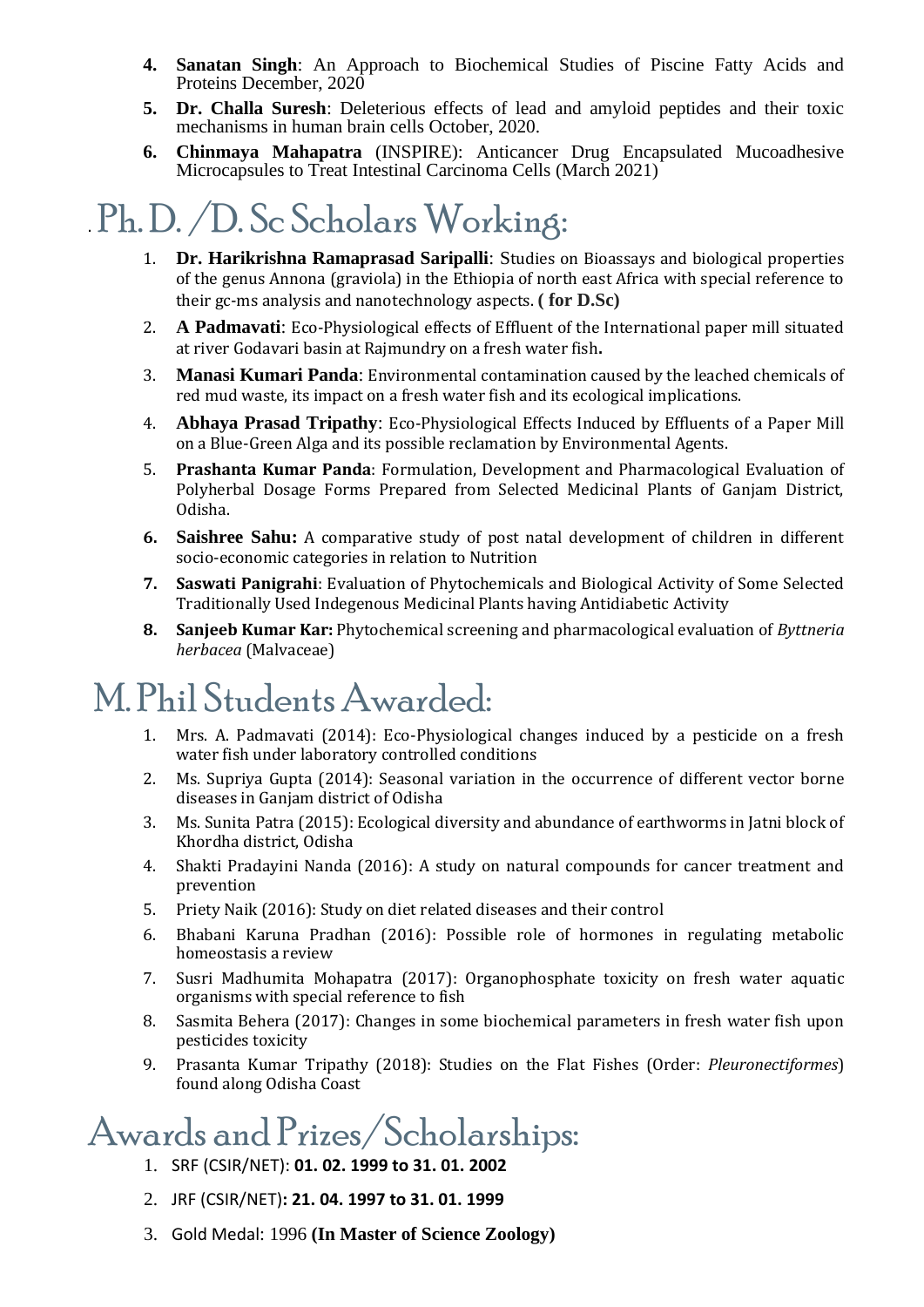4. **Sanatan Singh**: An Approach to Biochemical Studies of Piscine Fatty Acids and Proteins December, 2020
5. **Dr. Challa Suresh**: Deleterious effects of lead and amyloid peptides and their toxic mechanisms in human brain cells October, 2020.
6. **Chinmaya Mahapatra** (INSPIRE): Anticancer Drug Encapsulated Mucoadhesive Microcapsules to Treat Intestinal Carcinoma Cells (March 2021)

## Ph.D. /D.Sc Scholars Working:

1. **Dr. Harikrishna Ramaprasad Saripalli**: Studies on Bioassays and biological properties of the genus Annona (graviola) in the Ethiopia of north east Africa with special reference to their gc-ms analysis and nanotechnology aspects. **( for D.Sc)**
2. **A Padmavati**: Eco-Physiological effects of Effluent of the International paper mill situated at river Godavari basin at Rajmundry on a fresh water fish**.**
3. **Manasi Kumari Panda**: Environmental contamination caused by the leached chemicals of red mud waste, its impact on a fresh water fish and its ecological implications.
4. **Abhaya Prasad Tripathy**: Eco-Physiological Effects Induced by Effluents of a Paper Mill on a Blue-Green Alga and its possible reclamation by Environmental Agents.
5. **Prashanta Kumar Panda**: Formulation, Development and Pharmacological Evaluation of Polyherbal Dosage Forms Prepared from Selected Medicinal Plants of Ganjam District, Odisha.
6. **Saishree Sahu:** A comparative study of post natal development of children in different socio-economic categories in relation to Nutrition
7. **Saswati Panigrahi**: Evaluation of Phytochemicals and Biological Activity of Some Selected Traditionally Used Indegenous Medicinal Plants having Antidiabetic Activity
8. **Sanjeeb Kumar Kar:** Phytochemical screening and pharmacological evaluation of *Byttneria herbacea* (Malvaceae)

## M.Phil Students Awarded:

1. Mrs. A. Padmavati (2014): Eco-Physiological changes induced by a pesticide on a fresh water fish under laboratory controlled conditions
2. Ms. Supriya Gupta (2014): Seasonal variation in the occurrence of different vector borne diseases in Ganjam district of Odisha
3. Ms. Sunita Patra (2015): Ecological diversity and abundance of earthworms in Jatni block of Khordha district, Odisha
4. Shakti Pradayini Nanda (2016): A study on natural compounds for cancer treatment and prevention
5. Priety Naik (2016): Study on diet related diseases and their control
6. Bhabani Karuna Pradhan (2016): Possible role of hormones in regulating metabolic homeostasis a review
7. Susri Madhumita Mohapatra (2017): Organophosphate toxicity on fresh water aquatic organisms with special reference to fish
8. Sasmita Behera (2017): Changes in some biochemical parameters in fresh water fish upon pesticides toxicity
9. Prasanta Kumar Tripathy (2018): Studies on the Flat Fishes (Order: *Pleuronectiformes*) found along Odisha Coast

## Awards and Prizes/Scholarships:

1. SRF (CSIR/NET): **01. 02. 1999 to 31. 01. 2002**
2. JRF (CSIR/NET)**: 21. 04. 1997 to 31. 01. 1999**
3. Gold Medal: 1996 **(In Master of Science Zoology)**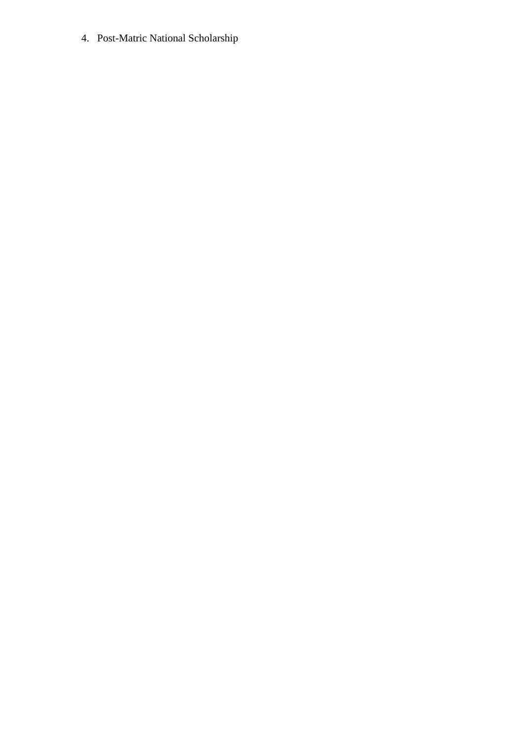4. Post-Matric National Scholarship